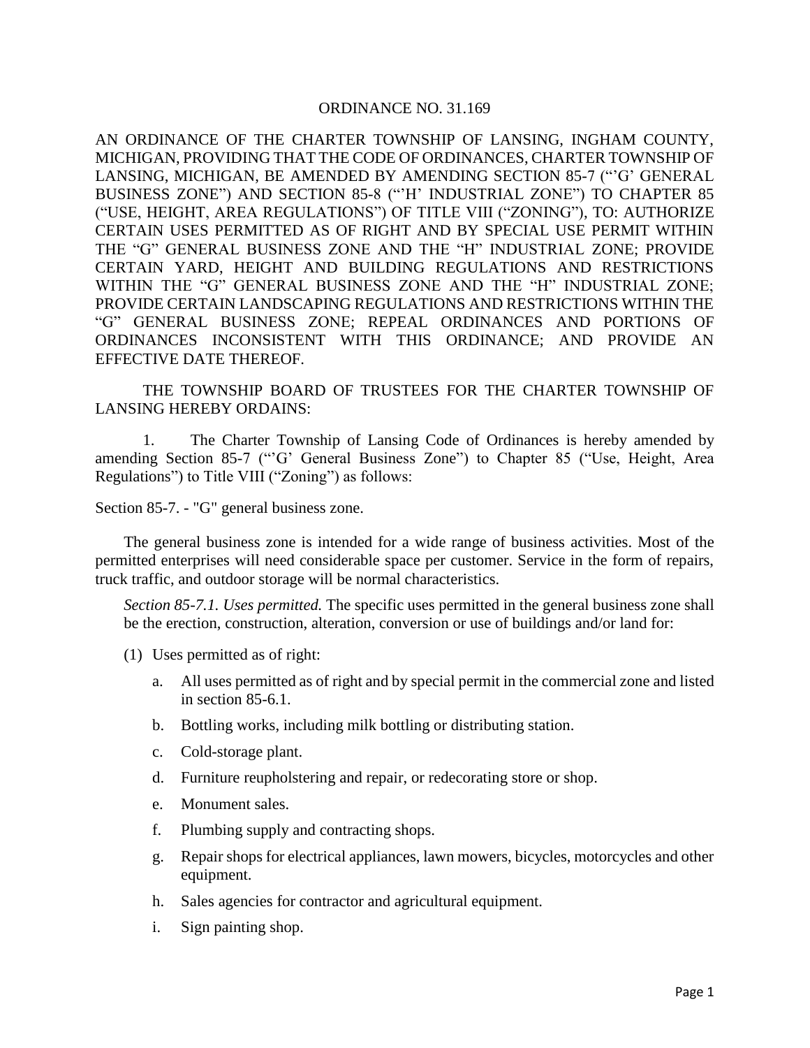ORDINANCE NO. 31.169

AN ORDINANCE OF THE CHARTER TOWNSHIP OF LANSING, INGHAM COUNTY, MICHIGAN, PROVIDING THAT THE CODE OF ORDINANCES, CHARTER TOWNSHIP OF LANSING, MICHIGAN, BE AMENDED BY AMENDING SECTION 85-7 ("'G' GENERAL BUSINESS ZONE") AND SECTION 85-8 ("'H' INDUSTRIAL ZONE") TO CHAPTER 85 ("USE, HEIGHT, AREA REGULATIONS") OF TITLE VIII ("ZONING"), TO: AUTHORIZE CERTAIN USES PERMITTED AS OF RIGHT AND BY SPECIAL USE PERMIT WITHIN THE "G" GENERAL BUSINESS ZONE AND THE "H" INDUSTRIAL ZONE; PROVIDE CERTAIN YARD, HEIGHT AND BUILDING REGULATIONS AND RESTRICTIONS WITHIN THE "G" GENERAL BUSINESS ZONE AND THE "H" INDUSTRIAL ZONE; PROVIDE CERTAIN LANDSCAPING REGULATIONS AND RESTRICTIONS WITHIN THE "G" GENERAL BUSINESS ZONE; REPEAL ORDINANCES AND PORTIONS OF ORDINANCES INCONSISTENT WITH THIS ORDINANCE; AND PROVIDE AN EFFECTIVE DATE THEREOF.

THE TOWNSHIP BOARD OF TRUSTEES FOR THE CHARTER TOWNSHIP OF LANSING HEREBY ORDAINS:

1. The Charter Township of Lansing Code of Ordinances is hereby amended by amending Section 85-7 ("'G' General Business Zone") to Chapter 85 ("Use, Height, Area Regulations") to Title VIII ("Zoning") as follows:

Section 85-7. - "G" general business zone.

The general business zone is intended for a wide range of business activities. Most of the permitted enterprises will need considerable space per customer. Service in the form of repairs, truck traffic, and outdoor storage will be normal characteristics.

*Section 85-7.1. Uses permitted.* The specific uses permitted in the general business zone shall be the erection, construction, alteration, conversion or use of buildings and/or land for:

(1) Uses permitted as of right:

a. All uses permitted as of right and by special permit in the commercial zone and listed in section 85-6.1.

b. Bottling works, including milk bottling or distributing station.

c. Cold-storage plant.

d. Furniture reupholstering and repair, or redecorating store or shop.

e. Monument sales.

f. Plumbing supply and contracting shops.

g. Repair shops for electrical appliances, lawn mowers, bicycles, motorcycles and other equipment.

h. Sales agencies for contractor and agricultural equipment.

i. Sign painting shop.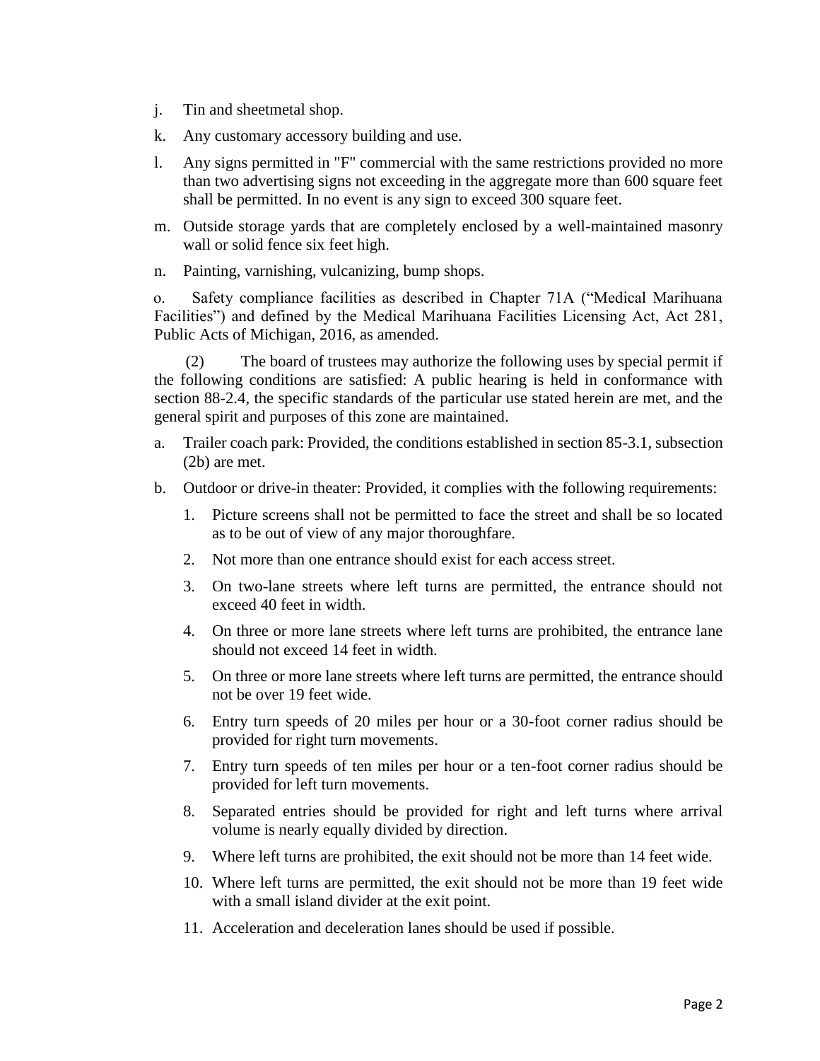j. Tin and sheetmetal shop.

k. Any customary accessory building and use.

l. Any signs permitted in "F" commercial with the same restrictions provided no more than two advertising signs not exceeding in the aggregate more than 600 square feet shall be permitted. In no event is any sign to exceed 300 square feet.

m. Outside storage yards that are completely enclosed by a well-maintained masonry wall or solid fence six feet high.

n. Painting, varnishing, vulcanizing, bump shops.

o. Safety compliance facilities as described in Chapter 71A ("Medical Marihuana Facilities") and defined by the Medical Marihuana Facilities Licensing Act, Act 281, Public Acts of Michigan, 2016, as amended.

(2) The board of trustees may authorize the following uses by special permit if the following conditions are satisfied: A public hearing is held in conformance with section 88-2.4, the specific standards of the particular use stated herein are met, and the general spirit and purposes of this zone are maintained.

a. Trailer coach park: Provided, the conditions established in section 85-3.1, subsection (2b) are met.

b. Outdoor or drive-in theater: Provided, it complies with the following requirements:

   1. Picture screens shall not be permitted to face the street and shall be so located as to be out of view of any major thoroughfare.
   2. Not more than one entrance should exist for each access street.
   3. On two-lane streets where left turns are permitted, the entrance should not exceed 40 feet in width.
   4. On three or more lane streets where left turns are prohibited, the entrance lane should not exceed 14 feet in width.
   5. On three or more lane streets where left turns are permitted, the entrance should not be over 19 feet wide.
   6. Entry turn speeds of 20 miles per hour or a 30-foot corner radius should be provided for right turn movements.
   7. Entry turn speeds of ten miles per hour or a ten-foot corner radius should be provided for left turn movements.
   8. Separated entries should be provided for right and left turns where arrival volume is nearly equally divided by direction.
   9. Where left turns are prohibited, the exit should not be more than 14 feet wide.
   10. Where left turns are permitted, the exit should not be more than 19 feet wide with a small island divider at the exit point.
   11. Acceleration and deceleration lanes should be used if possible.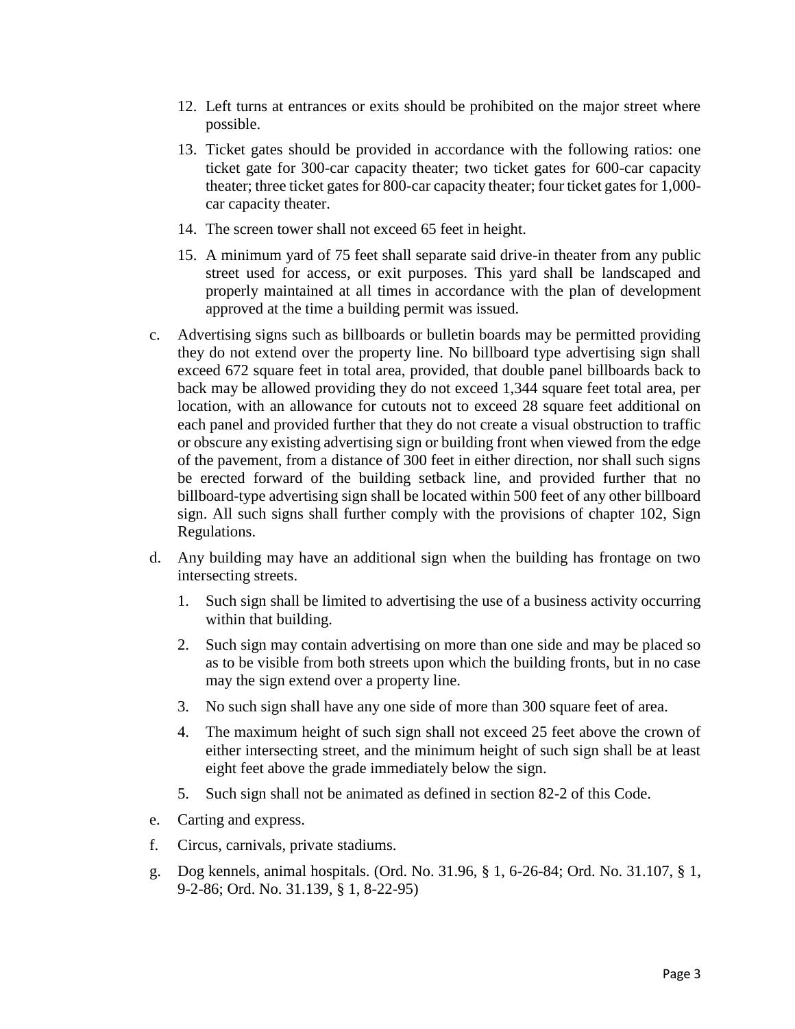12. Left turns at entrances or exits should be prohibited on the major street where possible.
13. Ticket gates should be provided in accordance with the following ratios: one ticket gate for 300-car capacity theater; two ticket gates for 600-car capacity theater; three ticket gates for 800-car capacity theater; four ticket gates for 1,000-car capacity theater.
14. The screen tower shall not exceed 65 feet in height.
15. A minimum yard of 75 feet shall separate said drive-in theater from any public street used for access, or exit purposes. This yard shall be landscaped and properly maintained at all times in accordance with the plan of development approved at the time a building permit was issued.

c. Advertising signs such as billboards or bulletin boards may be permitted providing they do not extend over the property line. No billboard type advertising sign shall exceed 672 square feet in total area, provided, that double panel billboards back to back may be allowed providing they do not exceed 1,344 square feet total area, per location, with an allowance for cutouts not to exceed 28 square feet additional on each panel and provided further that they do not create a visual obstruction to traffic or obscure any existing advertising sign or building front when viewed from the edge of the pavement, from a distance of 300 feet in either direction, nor shall such signs be erected forward of the building setback line, and provided further that no billboard-type advertising sign shall be located within 500 feet of any other billboard sign. All such signs shall further comply with the provisions of chapter 102, Sign Regulations.

d. Any building may have an additional sign when the building has frontage on two intersecting streets.

   1. Such sign shall be limited to advertising the use of a business activity occurring within that building.
   2. Such sign may contain advertising on more than one side and may be placed so as to be visible from both streets upon which the building fronts, but in no case may the sign extend over a property line.
   3. No such sign shall have any one side of more than 300 square feet of area.
   4. The maximum height of such sign shall not exceed 25 feet above the crown of either intersecting street, and the minimum height of such sign shall be at least eight feet above the grade immediately below the sign.
   5. Such sign shall not be animated as defined in section 82-2 of this Code.

e. Carting and express.

f. Circus, carnivals, private stadiums.

g. Dog kennels, animal hospitals. (Ord. No. 31.96, § 1, 6-26-84; Ord. No. 31.107, § 1, 9-2-86; Ord. No. 31.139, § 1, 8-22-95)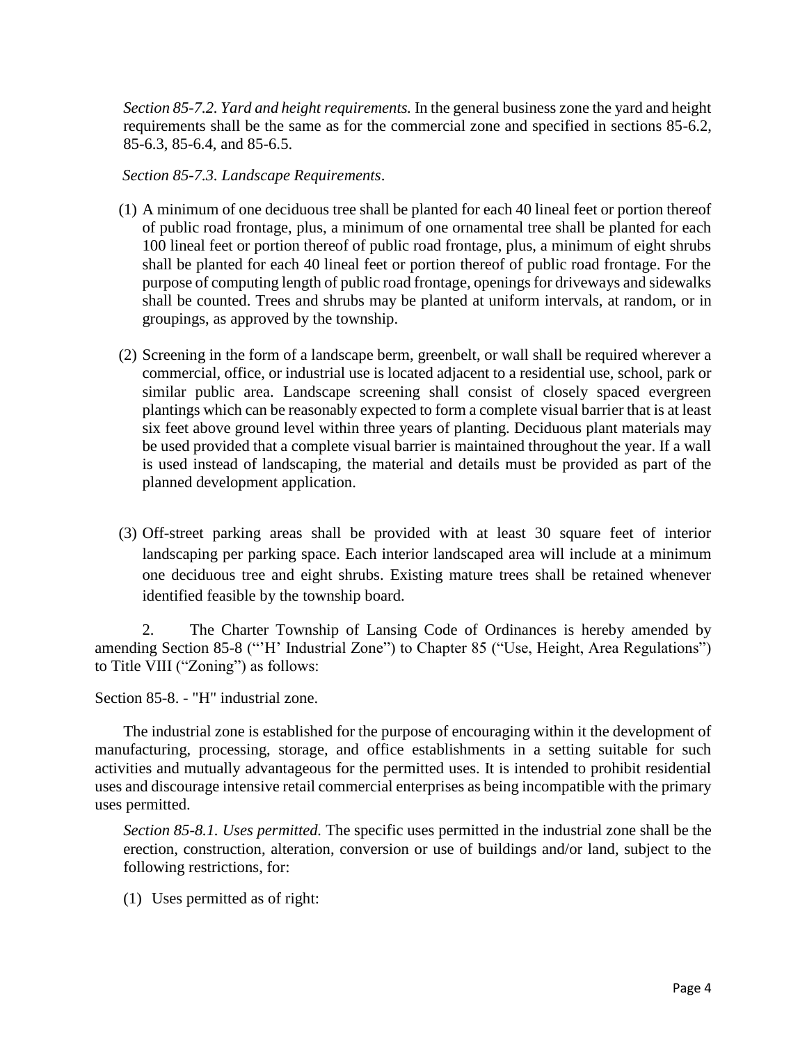*Section 85-7.2. Yard and height requirements.* In the general business zone the yard and height requirements shall be the same as for the commercial zone and specified in sections 85-6.2, 85-6.3, 85-6.4, and 85-6.5.

*Section 85-7.3. Landscape Requirements*.

(1) A minimum of one deciduous tree shall be planted for each 40 lineal feet or portion thereof of public road frontage, plus, a minimum of one ornamental tree shall be planted for each 100 lineal feet or portion thereof of public road frontage, plus, a minimum of eight shrubs shall be planted for each 40 lineal feet or portion thereof of public road frontage. For the purpose of computing length of public road frontage, openings for driveways and sidewalks shall be counted. Trees and shrubs may be planted at uniform intervals, at random, or in groupings, as approved by the township.

(2) Screening in the form of a landscape berm, greenbelt, or wall shall be required wherever a commercial, office, or industrial use is located adjacent to a residential use, school, park or similar public area. Landscape screening shall consist of closely spaced evergreen plantings which can be reasonably expected to form a complete visual barrier that is at least six feet above ground level within three years of planting. Deciduous plant materials may be used provided that a complete visual barrier is maintained throughout the year. If a wall is used instead of landscaping, the material and details must be provided as part of the planned development application.

(3) Off-street parking areas shall be provided with at least 30 square feet of interior landscaping per parking space. Each interior landscaped area will include at a minimum one deciduous tree and eight shrubs. Existing mature trees shall be retained whenever identified feasible by the township board.

2. The Charter Township of Lansing Code of Ordinances is hereby amended by amending Section 85-8 ("'H' Industrial Zone") to Chapter 85 ("Use, Height, Area Regulations") to Title VIII ("Zoning") as follows:

Section 85-8. - "H" industrial zone.

The industrial zone is established for the purpose of encouraging within it the development of manufacturing, processing, storage, and office establishments in a setting suitable for such activities and mutually advantageous for the permitted uses. It is intended to prohibit residential uses and discourage intensive retail commercial enterprises as being incompatible with the primary uses permitted.

*Section 85-8.1. Uses permitted.* The specific uses permitted in the industrial zone shall be the erection, construction, alteration, conversion or use of buildings and/or land, subject to the following restrictions, for:

(1) Uses permitted as of right: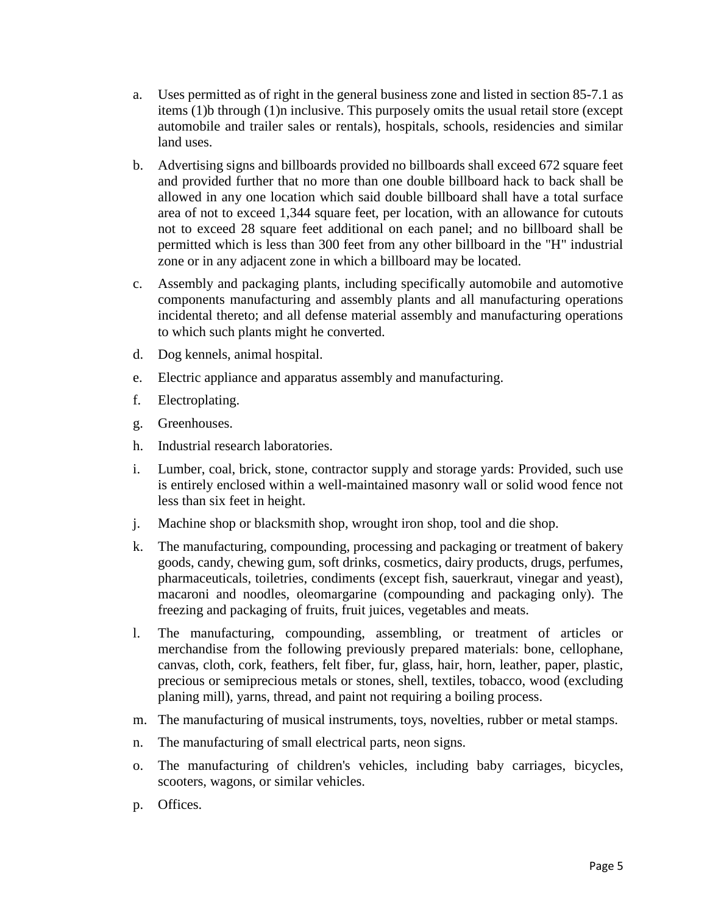a. Uses permitted as of right in the general business zone and listed in section 85-7.1 as items (1)b through (1)n inclusive. This purposely omits the usual retail store (except automobile and trailer sales or rentals), hospitals, schools, residencies and similar land uses.

b. Advertising signs and billboards provided no billboards shall exceed 672 square feet and provided further that no more than one double billboard hack to back shall be allowed in any one location which said double billboard shall have a total surface area of not to exceed 1,344 square feet, per location, with an allowance for cutouts not to exceed 28 square feet additional on each panel; and no billboard shall be permitted which is less than 300 feet from any other billboard in the "H" industrial zone or in any adjacent zone in which a billboard may be located.

c. Assembly and packaging plants, including specifically automobile and automotive components manufacturing and assembly plants and all manufacturing operations incidental thereto; and all defense material assembly and manufacturing operations to which such plants might he converted.

d. Dog kennels, animal hospital.

e. Electric appliance and apparatus assembly and manufacturing.

f. Electroplating.

g. Greenhouses.

h. Industrial research laboratories.

i. Lumber, coal, brick, stone, contractor supply and storage yards: Provided, such use is entirely enclosed within a well-maintained masonry wall or solid wood fence not less than six feet in height.

j. Machine shop or blacksmith shop, wrought iron shop, tool and die shop.

k. The manufacturing, compounding, processing and packaging or treatment of bakery goods, candy, chewing gum, soft drinks, cosmetics, dairy products, drugs, perfumes, pharmaceuticals, toiletries, condiments (except fish, sauerkraut, vinegar and yeast), macaroni and noodles, oleomargarine (compounding and packaging only). The freezing and packaging of fruits, fruit juices, vegetables and meats.

l. The manufacturing, compounding, assembling, or treatment of articles or merchandise from the following previously prepared materials: bone, cellophane, canvas, cloth, cork, feathers, felt fiber, fur, glass, hair, horn, leather, paper, plastic, precious or semiprecious metals or stones, shell, textiles, tobacco, wood (excluding planing mill), yarns, thread, and paint not requiring a boiling process.

m. The manufacturing of musical instruments, toys, novelties, rubber or metal stamps.

n. The manufacturing of small electrical parts, neon signs.

o. The manufacturing of children's vehicles, including baby carriages, bicycles, scooters, wagons, or similar vehicles.

p. Offices.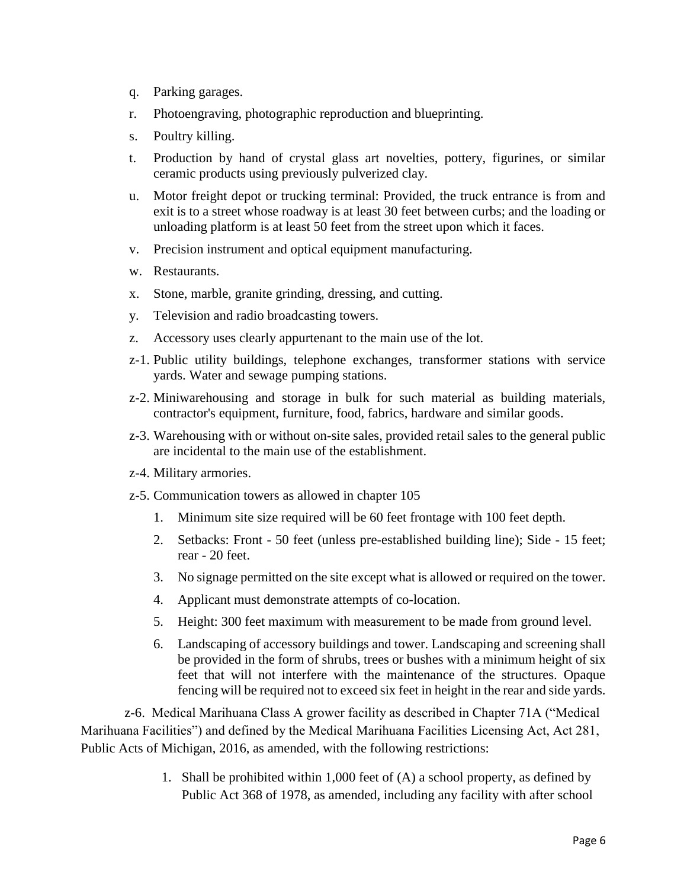q. Parking garages.

r. Photoengraving, photographic reproduction and blueprinting.

s. Poultry killing.

t. Production by hand of crystal glass art novelties, pottery, figurines, or similar ceramic products using previously pulverized clay.

u. Motor freight depot or trucking terminal: Provided, the truck entrance is from and exit is to a street whose roadway is at least 30 feet between curbs; and the loading or unloading platform is at least 50 feet from the street upon which it faces.

v. Precision instrument and optical equipment manufacturing.

w. Restaurants.

x. Stone, marble, granite grinding, dressing, and cutting.

y. Television and radio broadcasting towers.

z. Accessory uses clearly appurtenant to the main use of the lot.

z-1. Public utility buildings, telephone exchanges, transformer stations with service yards. Water and sewage pumping stations.

z-2. Miniwarehousing and storage in bulk for such material as building materials, contractor's equipment, furniture, food, fabrics, hardware and similar goods.

z-3. Warehousing with or without on-site sales, provided retail sales to the general public are incidental to the main use of the establishment.

z-4. Military armories.

z-5. Communication towers as allowed in chapter 105

1. Minimum site size required will be 60 feet frontage with 100 feet depth.
2. Setbacks: Front - 50 feet (unless pre-established building line); Side - 15 feet; rear - 20 feet.
3. No signage permitted on the site except what is allowed or required on the tower.
4. Applicant must demonstrate attempts of co-location.
5. Height: 300 feet maximum with measurement to be made from ground level.
6. Landscaping of accessory buildings and tower. Landscaping and screening shall be provided in the form of shrubs, trees or bushes with a minimum height of six feet that will not interfere with the maintenance of the structures. Opaque fencing will be required not to exceed six feet in height in the rear and side yards.

z-6. Medical Marihuana Class A grower facility as described in Chapter 71A ("Medical Marihuana Facilities") and defined by the Medical Marihuana Facilities Licensing Act, Act 281, Public Acts of Michigan, 2016, as amended, with the following restrictions:

1. Shall be prohibited within 1,000 feet of (A) a school property, as defined by Public Act 368 of 1978, as amended, including any facility with after school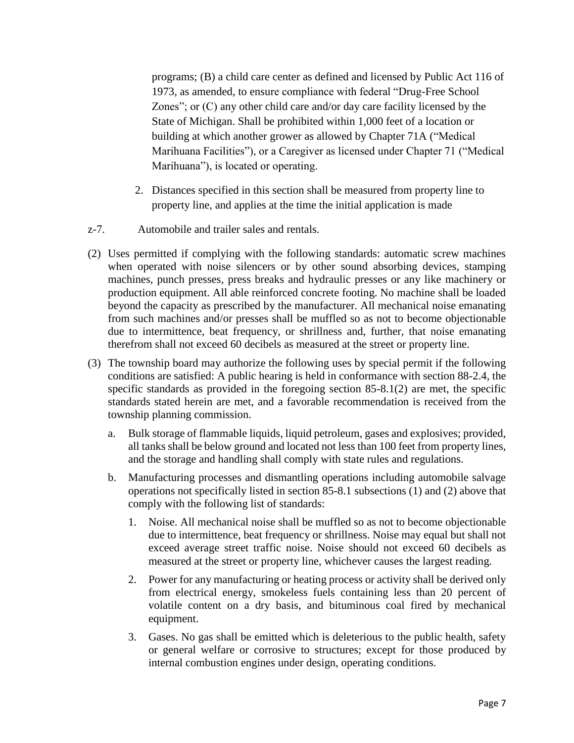programs; (B) a child care center as defined and licensed by Public Act 116 of 1973, as amended, to ensure compliance with federal "Drug-Free School Zones"; or (C) any other child care and/or day care facility licensed by the State of Michigan. Shall be prohibited within 1,000 feet of a location or building at which another grower as allowed by Chapter 71A ("Medical Marihuana Facilities"), or a Caregiver as licensed under Chapter 71 ("Medical Marihuana"), is located or operating.

2. Distances specified in this section shall be measured from property line to property line, and applies at the time the initial application is made

z-7. Automobile and trailer sales and rentals.

(2) Uses permitted if complying with the following standards: automatic screw machines when operated with noise silencers or by other sound absorbing devices, stamping machines, punch presses, press breaks and hydraulic presses or any like machinery or production equipment. All able reinforced concrete footing. No machine shall be loaded beyond the capacity as prescribed by the manufacturer. All mechanical noise emanating from such machines and/or presses shall be muffled so as not to become objectionable due to intermittence, beat frequency, or shrillness and, further, that noise emanating therefrom shall not exceed 60 decibels as measured at the street or property line.

(3) The township board may authorize the following uses by special permit if the following conditions are satisfied: A public hearing is held in conformance with section 88-2.4, the specific standards as provided in the foregoing section 85-8.1(2) are met, the specific standards stated herein are met, and a favorable recommendation is received from the township planning commission.

a. Bulk storage of flammable liquids, liquid petroleum, gases and explosives; provided, all tanks shall be below ground and located not less than 100 feet from property lines, and the storage and handling shall comply with state rules and regulations.

b. Manufacturing processes and dismantling operations including automobile salvage operations not specifically listed in section 85-8.1 subsections (1) and (2) above that comply with the following list of standards:

1. Noise. All mechanical noise shall be muffled so as not to become objectionable due to intermittence, beat frequency or shrillness. Noise may equal but shall not exceed average street traffic noise. Noise should not exceed 60 decibels as measured at the street or property line, whichever causes the largest reading.

2. Power for any manufacturing or heating process or activity shall be derived only from electrical energy, smokeless fuels containing less than 20 percent of volatile content on a dry basis, and bituminous coal fired by mechanical equipment.

3. Gases. No gas shall be emitted which is deleterious to the public health, safety or general welfare or corrosive to structures; except for those produced by internal combustion engines under design, operating conditions.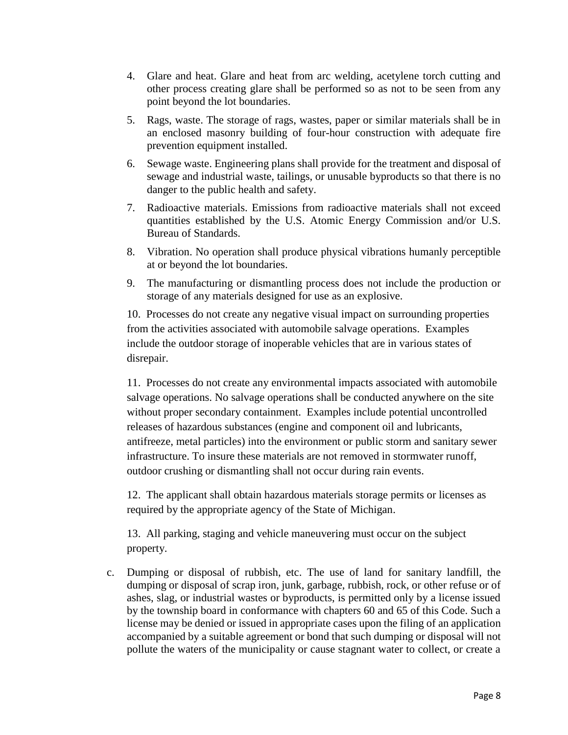4. Glare and heat. Glare and heat from arc welding, acetylene torch cutting and other process creating glare shall be performed so as not to be seen from any point beyond the lot boundaries.
5. Rags, waste. The storage of rags, wastes, paper or similar materials shall be in an enclosed masonry building of four-hour construction with adequate fire prevention equipment installed.
6. Sewage waste. Engineering plans shall provide for the treatment and disposal of sewage and industrial waste, tailings, or unusable byproducts so that there is no danger to the public health and safety.
7. Radioactive materials. Emissions from radioactive materials shall not exceed quantities established by the U.S. Atomic Energy Commission and/or U.S. Bureau of Standards.
8. Vibration. No operation shall produce physical vibrations humanly perceptible at or beyond the lot boundaries.
9. The manufacturing or dismantling process does not include the production or storage of any materials designed for use as an explosive.
10. Processes do not create any negative visual impact on surrounding properties from the activities associated with automobile salvage operations. Examples include the outdoor storage of inoperable vehicles that are in various states of disrepair.
11. Processes do not create any environmental impacts associated with automobile salvage operations. No salvage operations shall be conducted anywhere on the site without proper secondary containment. Examples include potential uncontrolled releases of hazardous substances (engine and component oil and lubricants, antifreeze, metal particles) into the environment or public storm and sanitary sewer infrastructure. To insure these materials are not removed in stormwater runoff, outdoor crushing or dismantling shall not occur during rain events.
12. The applicant shall obtain hazardous materials storage permits or licenses as required by the appropriate agency of the State of Michigan.
13. All parking, staging and vehicle maneuvering must occur on the subject property.

c. Dumping or disposal of rubbish, etc. The use of land for sanitary landfill, the dumping or disposal of scrap iron, junk, garbage, rubbish, rock, or other refuse or of ashes, slag, or industrial wastes or byproducts, is permitted only by a license issued by the township board in conformance with chapters 60 and 65 of this Code. Such a license may be denied or issued in appropriate cases upon the filing of an application accompanied by a suitable agreement or bond that such dumping or disposal will not pollute the waters of the municipality or cause stagnant water to collect, or create a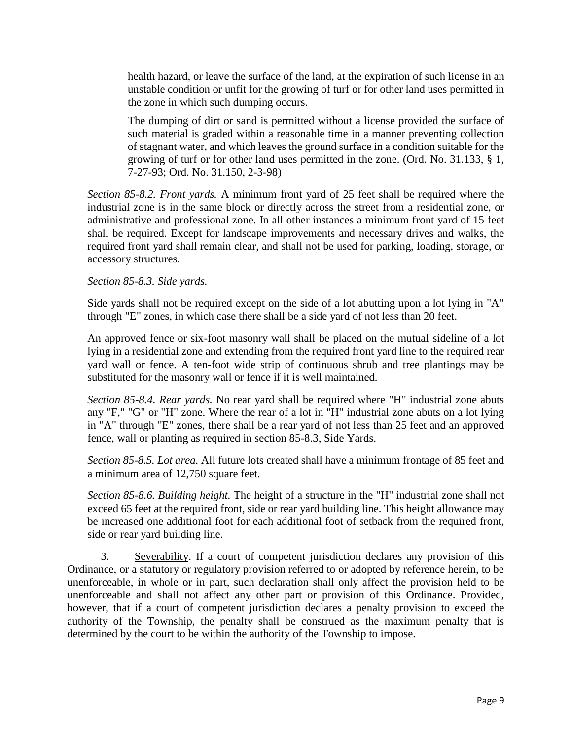health hazard, or leave the surface of the land, at the expiration of such license in an unstable condition or unfit for the growing of turf or for other land uses permitted in the zone in which such dumping occurs.

The dumping of dirt or sand is permitted without a license provided the surface of such material is graded within a reasonable time in a manner preventing collection of stagnant water, and which leaves the ground surface in a condition suitable for the growing of turf or for other land uses permitted in the zone. (Ord. No. 31.133, § 1, 7-27-93; Ord. No. 31.150, 2-3-98)

*Section 85-8.2. Front yards.* A minimum front yard of 25 feet shall be required where the industrial zone is in the same block or directly across the street from a residential zone, or administrative and professional zone. In all other instances a minimum front yard of 15 feet shall be required. Except for landscape improvements and necessary drives and walks, the required front yard shall remain clear, and shall not be used for parking, loading, storage, or accessory structures.

*Section 85-8.3. Side yards.*

Side yards shall not be required except on the side of a lot abutting upon a lot lying in "A" through "E" zones, in which case there shall be a side yard of not less than 20 feet.

An approved fence or six-foot masonry wall shall be placed on the mutual sideline of a lot lying in a residential zone and extending from the required front yard line to the required rear yard wall or fence. A ten-foot wide strip of continuous shrub and tree plantings may be substituted for the masonry wall or fence if it is well maintained.

*Section 85-8.4. Rear yards.* No rear yard shall be required where "H" industrial zone abuts any "F," "G" or "H" zone. Where the rear of a lot in "H" industrial zone abuts on a lot lying in "A" through "E" zones, there shall be a rear yard of not less than 25 feet and an approved fence, wall or planting as required in section 85-8.3, Side Yards.

*Section 85-8.5. Lot area.* All future lots created shall have a minimum frontage of 85 feet and a minimum area of 12,750 square feet.

*Section 85-8.6. Building height.* The height of a structure in the "H" industrial zone shall not exceed 65 feet at the required front, side or rear yard building line. This height allowance may be increased one additional foot for each additional foot of setback from the required front, side or rear yard building line.

3. Severability. If a court of competent jurisdiction declares any provision of this Ordinance, or a statutory or regulatory provision referred to or adopted by reference herein, to be unenforceable, in whole or in part, such declaration shall only affect the provision held to be unenforceable and shall not affect any other part or provision of this Ordinance. Provided, however, that if a court of competent jurisdiction declares a penalty provision to exceed the authority of the Township, the penalty shall be construed as the maximum penalty that is determined by the court to be within the authority of the Township to impose.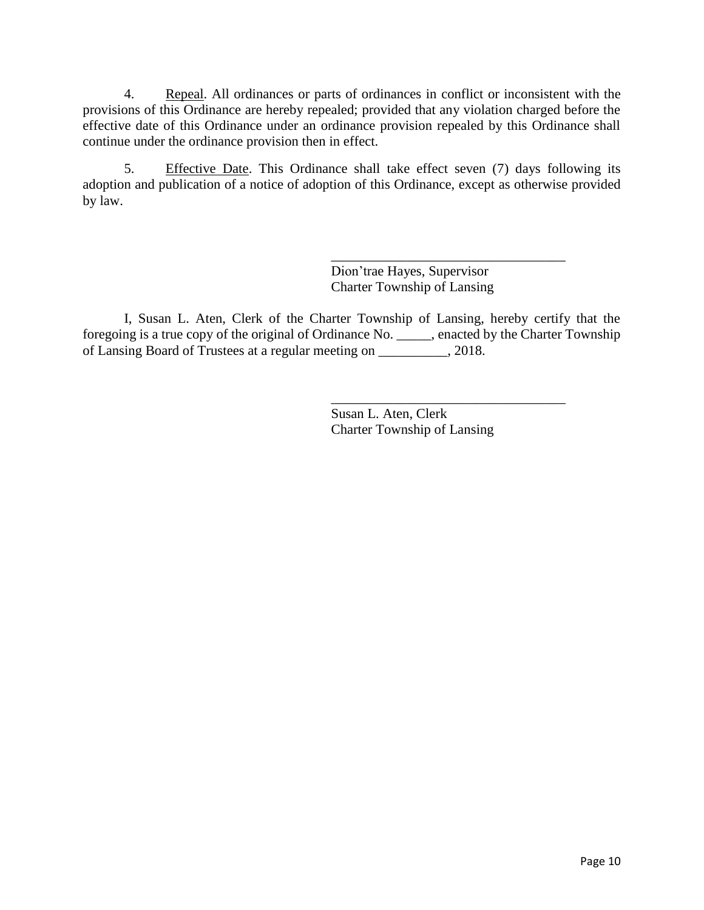4. <u>Repeal</u>. All ordinances or parts of ordinances in conflict or inconsistent with the provisions of this Ordinance are hereby repealed; provided that any violation charged before the effective date of this Ordinance under an ordinance provision repealed by this Ordinance shall continue under the ordinance provision then in effect.

5. <u>Effective Date</u>. This Ordinance shall take effect seven (7) days following its adoption and publication of a notice of adoption of this Ordinance, except as otherwise provided by law.

___________________________________
Dion'trae Hayes, Supervisor
Charter Township of Lansing

I, Susan L. Aten, Clerk of the Charter Township of Lansing, hereby certify that the foregoing is a true copy of the original of Ordinance No. _____, enacted by the Charter Township of Lansing Board of Trustees at a regular meeting on __________, 2018.

___________________________________
Susan L. Aten, Clerk
Charter Township of Lansing